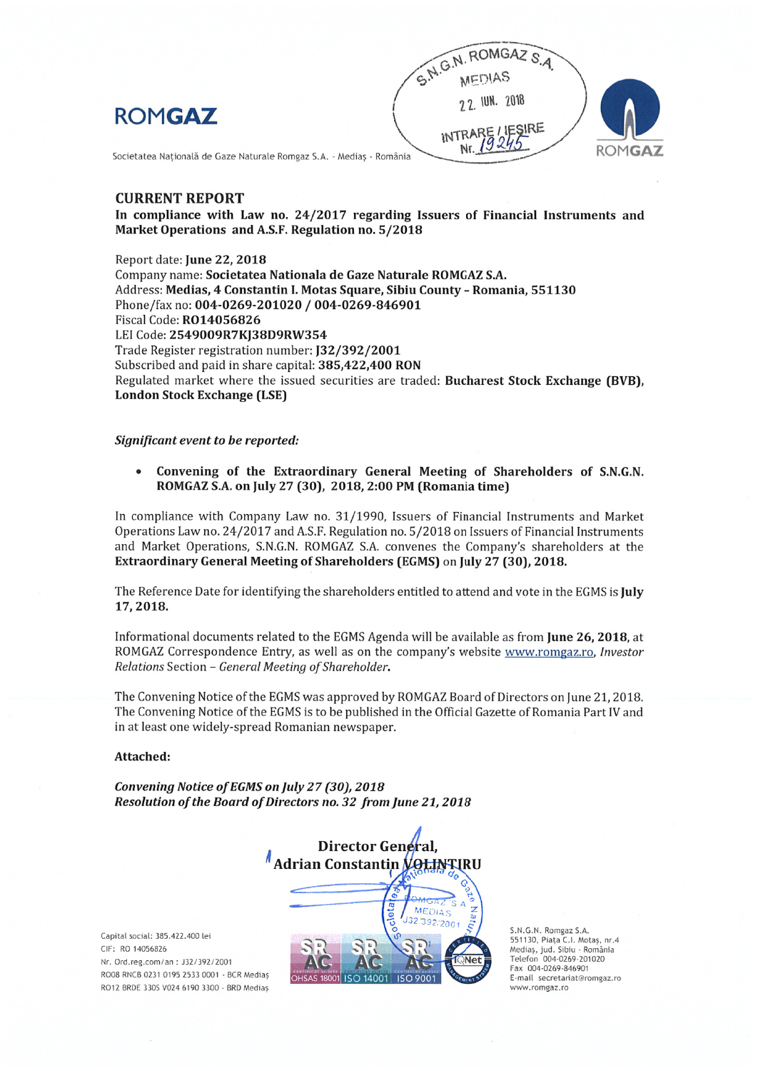**ROMGAZ**

Societatea Națională de Gaze Naturale Romgaz S.A. - Mediaș - România

S.N.G.N. ROMGAZ S.A.
MEDIAS
22. IUN. 2018
INTRARE / IEȘIRE
Nr. 19245

## CURRENT REPORT

**In compliance with Law no. 24/2017 regarding Issuers of Financial Instruments and Market Operations and A.S.F. Regulation no. 5/2018**

Report date: **June 22, 2018**
Company name: **Societatea Nationala de Gaze Naturale ROMGAZ S.A.**
Address: **Medias, 4 Constantin I. Motas Square, Sibiu County - Romania, 551130**
Phone/fax no: **004-0269-201020 / 004-0269-846901**
Fiscal Code: **RO14056826**
LEI Code: **2549009R7KJ38D9RW354**
Trade Register registration number: **J32/392/2001**
Subscribed and paid in share capital: **385,422,400 RON**
Regulated market where the issued securities are traded: **Bucharest Stock Exchange (BVB), London Stock Exchange (LSE)**

***Significant event to be reported:***

- **Convening of the Extraordinary General Meeting of Shareholders of S.N.G.N. ROMGAZ S.A. on July 27 (30), 2018, 2:00 PM (Romania time)**

In compliance with Company Law no. 31/1990, Issuers of Financial Instruments and Market Operations Law no. 24/2017 and A.S.F. Regulation no. 5/2018 on Issuers of Financial Instruments and Market Operations, S.N.G.N. ROMGAZ S.A. convenes the Company's shareholders at the **Extraordinary General Meeting of Shareholders (EGMS)** on **July 27 (30), 2018.**

The Reference Date for identifying the shareholders entitled to attend and vote in the EGMS is **July 17, 2018.**

Informational documents related to the EGMS Agenda will be available as from **June 26, 2018**, at ROMGAZ Correspondence Entry, as well as on the company's website www.romgaz.ro, *Investor Relations* Section – *General Meeting of Shareholder***.**

The Convening Notice of the EGMS was approved by ROMGAZ Board of Directors on June 21, 2018. The Convening Notice of the EGMS is to be published in the Official Gazette of Romania Part IV and in at least one widely-spread Romanian newspaper.

**Attached:**

***Convening Notice of EGMS on July 27 (30), 2018***
***Resolution of the Board of Directors no. 32 from June 21, 2018***

**Director General,**
**Adrian Constantin VOLINTIRU**

Capital social: 385.422.400 lei
CIF: RO 14056826
Nr. Ord.reg.com/an : J32/392/2001
RO08 RNCB 0231 0195 2533 0001 - BCR Mediaș
RO12 BRDE 330S V024 6190 3300 - BRD Mediaș

S.N.G.N. Romgaz S.A.
551130, Piața C.I. Motaș, nr.4
Mediaș, jud. Sibiu - România
Telefon 004-0269-201020
Fax 004-0269-846901
E-mail secretariat@romgaz.ro
www.romgaz.ro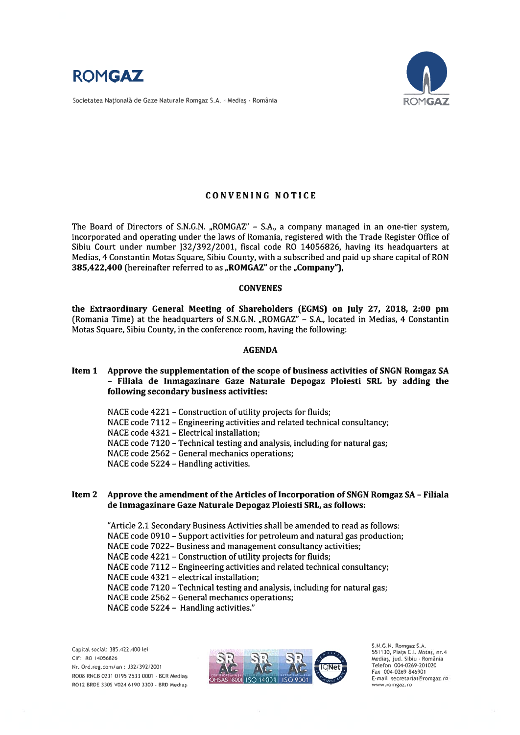# CONVENING NOTICE

The Board of Directors of S.N.G.N. „ROMGAZ" – S.A., a company managed in an one-tier system, incorporated and operating under the laws of Romania, registered with the Trade Register Office of Sibiu Court under number J32/392/2001, fiscal code RO 14056826, having its headquarters at Medias, 4 Constantin Motas Square, Sibiu County, with a subscribed and paid up share capital of RON **385,422,400** (hereinafter referred to as **„ROMGAZ"** or the **„Company"),**

**CONVENES**

**the Extraordinary General Meeting of Shareholders (EGMS) on July 27, 2018, 2:00 pm** (Romania Time) at the headquarters of S.N.G.N. „ROMGAZ" – S.A., located in Medias, 4 Constantin Motas Square, Sibiu County, in the conference room, having the following:

**AGENDA**

**Item 1 Approve the supplementation of the scope of business activities of SNGN Romgaz SA – Filiala de Inmagazinare Gaze Naturale Depogaz Ploiesti SRL by adding the following secondary business activities:**

NACE code 4221 – Construction of utility projects for fluids;
NACE code 7112 – Engineering activities and related technical consultancy;
NACE code 4321 – Electrical installation;
NACE code 7120 – Technical testing and analysis, including for natural gas;
NACE code 2562 – General mechanics operations;
NACE code 5224 – Handling activities.

**Item 2 Approve the amendment of the Articles of Incorporation of SNGN Romgaz SA – Filiala de Inmagazinare Gaze Naturale Depogaz Ploiesti SRL, as follows:**

"Article 2.1 Secondary Business Activities shall be amended to read as follows:
NACE code 0910 – Support activities for petroleum and natural gas production;
NACE code 7022– Business and management consultancy activities;
NACE code 4221 – Construction of utility projects for fluids;
NACE code 7112 – Engineering activities and related technical consultancy;
NACE code 4321 – electrical installation;
NACE code 7120 – Technical testing and analysis, including for natural gas;
NACE code 2562 – General mechanics operations;
NACE code 5224 – Handling activities."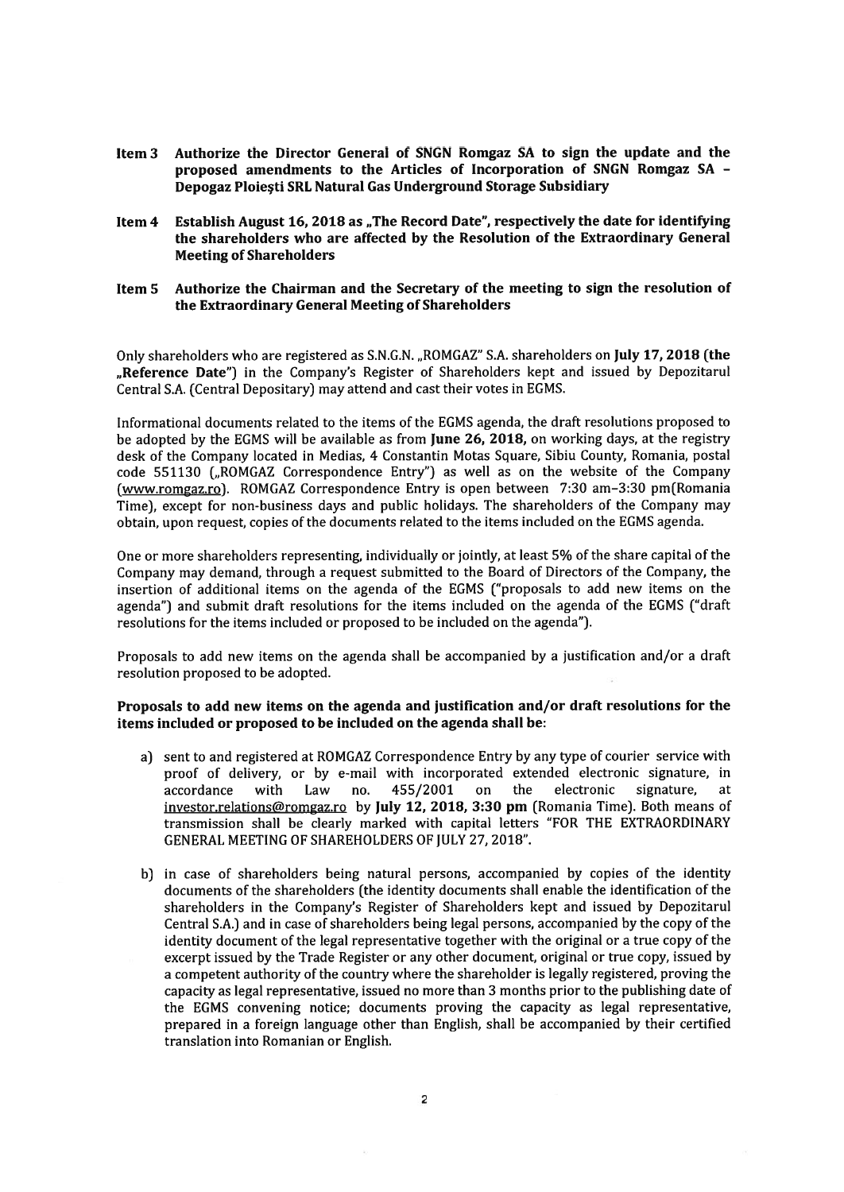**Item 3 Authorize the Director General of SNGN Romgaz SA to sign the update and the proposed amendments to the Articles of Incorporation of SNGN Romgaz SA - Depogaz Ploiești SRL Natural Gas Underground Storage Subsidiary**

**Item 4 Establish August 16, 2018 as „The Record Date", respectively the date for identifying the shareholders who are affected by the Resolution of the Extraordinary General Meeting of Shareholders**

**Item 5 Authorize the Chairman and the Secretary of the meeting to sign the resolution of the Extraordinary General Meeting of Shareholders**

Only shareholders who are registered as S.N.G.N. „ROMGAZ" S.A. shareholders on **July 17, 2018 (the „Reference Date")** in the Company's Register of Shareholders kept and issued by Depozitarul Central S.A. (Central Depositary) may attend and cast their votes in EGMS.

Informational documents related to the items of the EGMS agenda, the draft resolutions proposed to be adopted by the EGMS will be available as from **June 26, 2018,** on working days, at the registry desk of the Company located in Medias, 4 Constantin Motas Square, Sibiu County, Romania, postal code 551130 („ROMGAZ Correspondence Entry") as well as on the website of the Company (www.romgaz.ro). ROMGAZ Correspondence Entry is open between 7:30 am-3:30 pm(Romania Time), except for non-business days and public holidays. The shareholders of the Company may obtain, upon request, copies of the documents related to the items included on the EGMS agenda.

One or more shareholders representing, individually or jointly, at least 5% of the share capital of the Company may demand, through a request submitted to the Board of Directors of the Company, the insertion of additional items on the agenda of the EGMS ("proposals to add new items on the agenda") and submit draft resolutions for the items included on the agenda of the EGMS ("draft resolutions for the items included or proposed to be included on the agenda").

Proposals to add new items on the agenda shall be accompanied by a justification and/or a draft resolution proposed to be adopted.

**Proposals to add new items on the agenda and justification and/or draft resolutions for the items included or proposed to be included on the agenda shall be:**

a) sent to and registered at ROMGAZ Correspondence Entry by any type of courier service with proof of delivery, or by e-mail with incorporated extended electronic signature, in accordance with Law no. 455/2001 on the electronic signature, at investor.relations@romgaz.ro by **July 12, 2018, 3:30 pm** (Romania Time). Both means of transmission shall be clearly marked with capital letters "FOR THE EXTRAORDINARY GENERAL MEETING OF SHAREHOLDERS OF JULY 27, 2018".

b) in case of shareholders being natural persons, accompanied by copies of the identity documents of the shareholders (the identity documents shall enable the identification of the shareholders in the Company's Register of Shareholders kept and issued by Depozitarul Central S.A.) and in case of shareholders being legal persons, accompanied by the copy of the identity document of the legal representative together with the original or a true copy of the excerpt issued by the Trade Register or any other document, original or true copy, issued by a competent authority of the country where the shareholder is legally registered, proving the capacity as legal representative, issued no more than 3 months prior to the publishing date of the EGMS convening notice; documents proving the capacity as legal representative, prepared in a foreign language other than English, shall be accompanied by their certified translation into Romanian or English.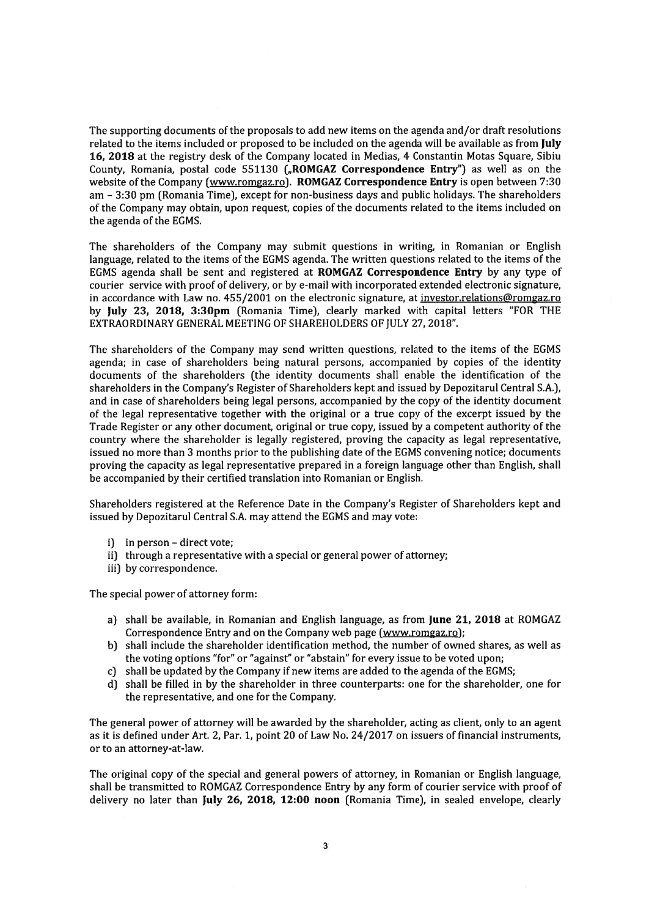The supporting documents of the proposals to add new items on the agenda and/or draft resolutions related to the items included or proposed to be included on the agenda will be available as from **July 16, 2018** at the registry desk of the Company located in Medias, 4 Constantin Motas Square, Sibiu County, Romania, postal code 551130 („**ROMGAZ Correspondence Entry**") as well as on the website of the Company (www.romgaz.ro). **ROMGAZ Correspondence Entry** is open between 7:30 am – 3:30 pm (Romania Time), except for non-business days and public holidays. The shareholders of the Company may obtain, upon request, copies of the documents related to the items included on the agenda of the EGMS.

The shareholders of the Company may submit questions in writing, in Romanian or English language, related to the items of the EGMS agenda. The written questions related to the items of the EGMS agenda shall be sent and registered at **ROMGAZ Correspondence Entry** by any type of courier service with proof of delivery, or by e-mail with incorporated extended electronic signature, in accordance with Law no. 455/2001 on the electronic signature, at investor.relations@romgaz.ro by **July 23, 2018, 3:30pm** (Romania Time), clearly marked with capital letters "FOR THE EXTRAORDINARY GENERAL MEETING OF SHAREHOLDERS OF JULY 27, 2018".

The shareholders of the Company may send written questions, related to the items of the EGMS agenda; in case of shareholders being natural persons, accompanied by copies of the identity documents of the shareholders (the identity documents shall enable the identification of the shareholders in the Company's Register of Shareholders kept and issued by Depozitarul Central S.A.), and in case of shareholders being legal persons, accompanied by the copy of the identity document of the legal representative together with the original or a true copy of the excerpt issued by the Trade Register or any other document, original or true copy, issued by a competent authority of the country where the shareholder is legally registered, proving the capacity as legal representative, issued no more than 3 months prior to the publishing date of the EGMS convening notice; documents proving the capacity as legal representative prepared in a foreign language other than English, shall be accompanied by their certified translation into Romanian or English.

Shareholders registered at the Reference Date in the Company's Register of Shareholders kept and issued by Depozitarul Central S.A. may attend the EGMS and may vote:

i) in person – direct vote;
ii) through a representative with a special or general power of attorney;
iii) by correspondence.

The special power of attorney form:

a) shall be available, in Romanian and English language, as from **June 21, 2018** at ROMGAZ Correspondence Entry and on the Company web page (www.romgaz.ro);
b) shall include the shareholder identification method, the number of owned shares, as well as the voting options "for" or "against" or "abstain" for every issue to be voted upon;
c) shall be updated by the Company if new items are added to the agenda of the EGMS;
d) shall be filled in by the shareholder in three counterparts: one for the shareholder, one for the representative, and one for the Company.

The general power of attorney will be awarded by the shareholder, acting as client, only to an agent as it is defined under Art. 2, Par. 1, point 20 of Law No. 24/2017 on issuers of financial instruments, or to an attorney-at-law.

The original copy of the special and general powers of attorney, in Romanian or English language, shall be transmitted to ROMGAZ Correspondence Entry by any form of courier service with proof of delivery no later than **July 26, 2018, 12:00 noon** (Romania Time), in sealed envelope, clearly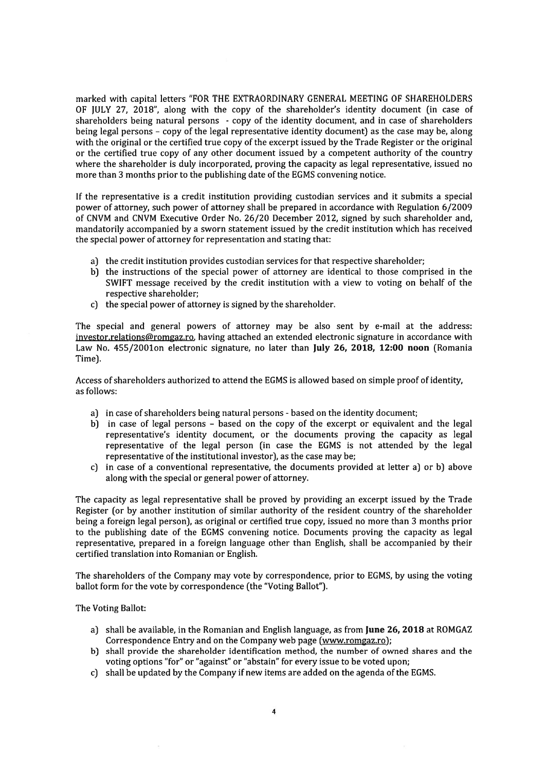marked with capital letters "FOR THE EXTRAORDINARY GENERAL MEETING OF SHAREHOLDERS OF JULY 27, 2018", along with the copy of the shareholder's identity document (in case of shareholders being natural persons - copy of the identity document, and in case of shareholders being legal persons – copy of the legal representative identity document) as the case may be, along with the original or the certified true copy of the excerpt issued by the Trade Register or the original or the certified true copy of any other document issued by a competent authority of the country where the shareholder is duly incorporated, proving the capacity as legal representative, issued no more than 3 months prior to the publishing date of the EGMS convening notice.

If the representative is a credit institution providing custodian services and it submits a special power of attorney, such power of attorney shall be prepared in accordance with Regulation 6/2009 of CNVM and CNVM Executive Order No. 26/20 December 2012, signed by such shareholder and, mandatorily accompanied by a sworn statement issued by the credit institution which has received the special power of attorney for representation and stating that:

a) the credit institution provides custodian services for that respective shareholder;
b) the instructions of the special power of attorney are identical to those comprised in the SWIFT message received by the credit institution with a view to voting on behalf of the respective shareholder;
c) the special power of attorney is signed by the shareholder.

The special and general powers of attorney may be also sent by e-mail at the address: investor.relations@romgaz.ro, having attached an extended electronic signature in accordance with Law No. 455/2001on electronic signature, no later than **July 26, 2018, 12:00 noon** (Romania Time).

Access of shareholders authorized to attend the EGMS is allowed based on simple proof of identity, as follows:

a) in case of shareholders being natural persons - based on the identity document;
b) in case of legal persons – based on the copy of the excerpt or equivalent and the legal representative's identity document, or the documents proving the capacity as legal representative of the legal person (in case the EGMS is not attended by the legal representative of the institutional investor), as the case may be;
c) in case of a conventional representative, the documents provided at letter a) or b) above along with the special or general power of attorney.

The capacity as legal representative shall be proved by providing an excerpt issued by the Trade Register (or by another institution of similar authority of the resident country of the shareholder being a foreign legal person), as original or certified true copy, issued no more than 3 months prior to the publishing date of the EGMS convening notice. Documents proving the capacity as legal representative, prepared in a foreign language other than English, shall be accompanied by their certified translation into Romanian or English.

The shareholders of the Company may vote by correspondence, prior to EGMS, by using the voting ballot form for the vote by correspondence (the "Voting Ballot").

The Voting Ballot:

a) shall be available, in the Romanian and English language, as from **June 26, 2018** at ROMGAZ Correspondence Entry and on the Company web page (www.romgaz.ro);
b) shall provide the shareholder identification method, the number of owned shares and the voting options "for" or "against" or "abstain" for every issue to be voted upon;
c) shall be updated by the Company if new items are added on the agenda of the EGMS.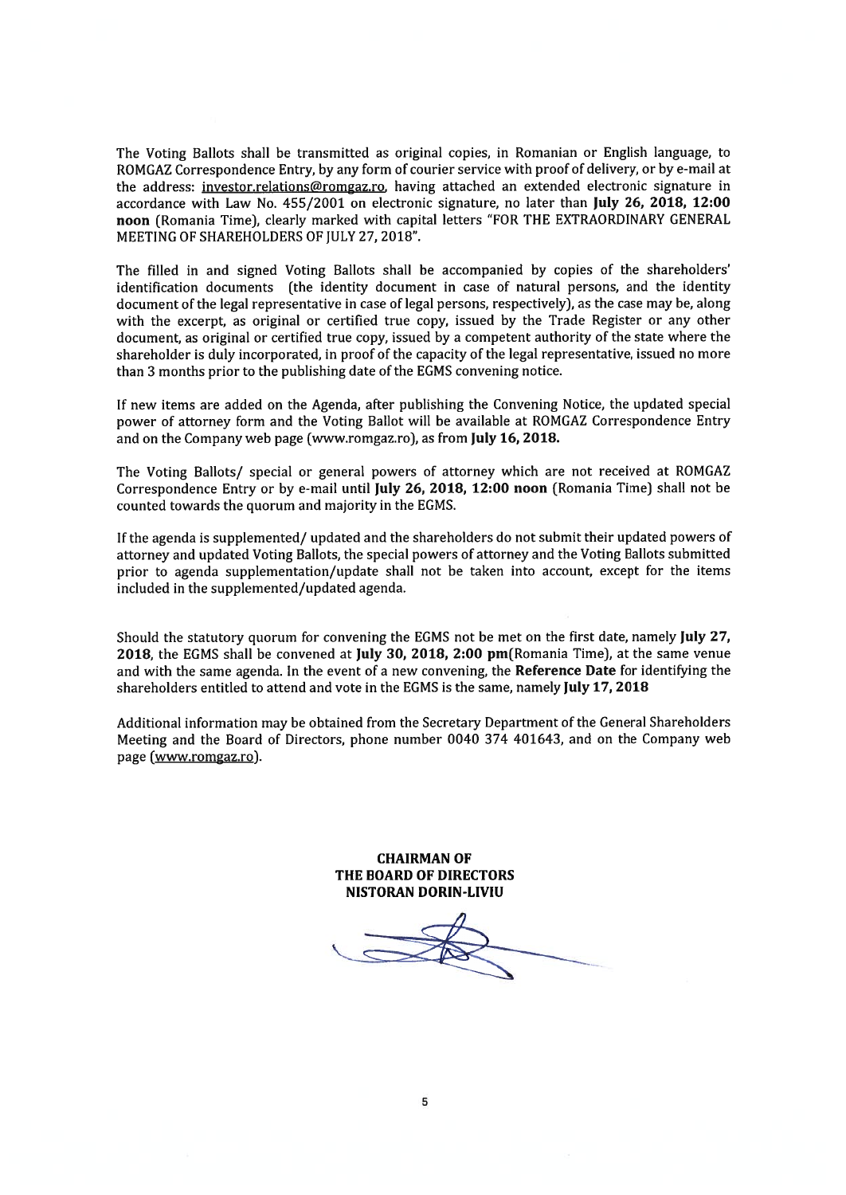The Voting Ballots shall be transmitted as original copies, in Romanian or English language, to ROMGAZ Correspondence Entry, by any form of courier service with proof of delivery, or by e-mail at the address: investor.relations@romgaz.ro, having attached an extended electronic signature in accordance with Law No. 455/2001 on electronic signature, no later than **July 26, 2018, 12:00 noon** (Romania Time), clearly marked with capital letters "FOR THE EXTRAORDINARY GENERAL MEETING OF SHAREHOLDERS OF JULY 27, 2018".

The filled in and signed Voting Ballots shall be accompanied by copies of the shareholders' identification documents (the identity document in case of natural persons, and the identity document of the legal representative in case of legal persons, respectively), as the case may be, along with the excerpt, as original or certified true copy, issued by the Trade Register or any other document, as original or certified true copy, issued by a competent authority of the state where the shareholder is duly incorporated, in proof of the capacity of the legal representative, issued no more than 3 months prior to the publishing date of the EGMS convening notice.

If new items are added on the Agenda, after publishing the Convening Notice, the updated special power of attorney form and the Voting Ballot will be available at ROMGAZ Correspondence Entry and on the Company web page (www.romgaz.ro), as from **July 16, 2018.**

The Voting Ballots/ special or general powers of attorney which are not received at ROMGAZ Correspondence Entry or by e-mail until **July 26, 2018, 12:00 noon** (Romania Time) shall not be counted towards the quorum and majority in the EGMS.

If the agenda is supplemented/ updated and the shareholders do not submit their updated powers of attorney and updated Voting Ballots, the special powers of attorney and the Voting Ballots submitted prior to agenda supplementation/update shall not be taken into account, except for the items included in the supplemented/updated agenda.

Should the statutory quorum for convening the EGMS not be met on the first date, namely **July 27, 2018**, the EGMS shall be convened at **July 30, 2018, 2:00 pm**(Romania Time), at the same venue and with the same agenda. In the event of a new convening, the **Reference Date** for identifying the shareholders entitled to attend and vote in the EGMS is the same, namely **July 17, 2018**

Additional information may be obtained from the Secretary Department of the General Shareholders Meeting and the Board of Directors, phone number 0040 374 401643, and on the Company web page (www.romgaz.ro).

**CHAIRMAN OF**
**THE BOARD OF DIRECTORS**
**NISTORAN DORIN-LIVIU**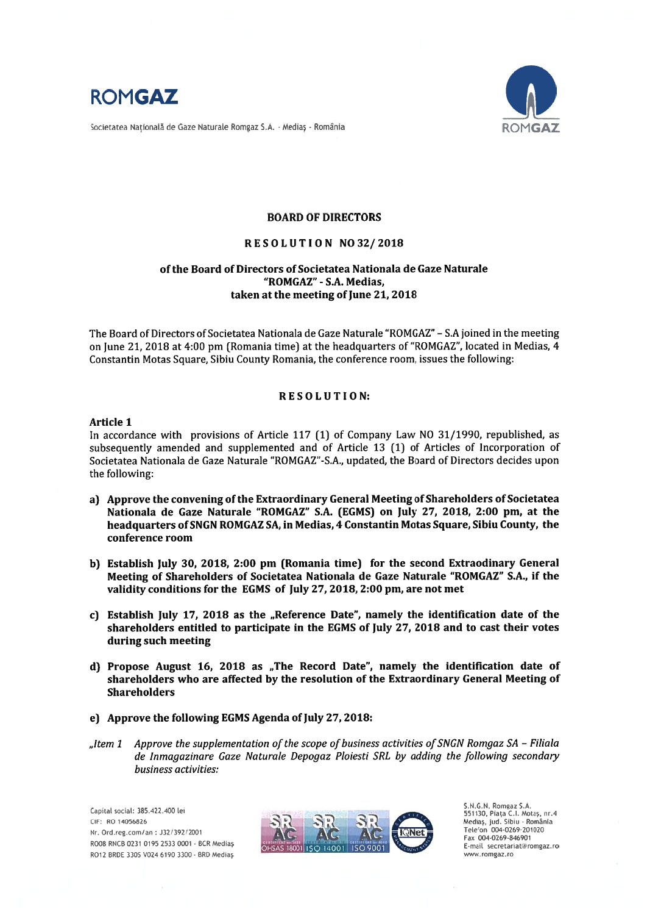# BOARD OF DIRECTORS

## RESOLUTION NO 32/ 2018

### of the Board of Directors of Societatea Nationala de Gaze Naturale "ROMGAZ" - S.A. Medias, taken at the meeting of June 21, 2018

The Board of Directors of Societatea Nationala de Gaze Naturale "ROMGAZ" – S.A joined in the meeting on June 21, 2018 at 4:00 pm (Romania time) at the headquarters of "ROMGAZ", located in Medias, 4 Constantin Motas Square, Sibiu County Romania, the conference room, issues the following:

## RESOLUTION:

**Article 1**

In accordance with provisions of Article 117 (1) of Company Law NO 31/1990, republished, as subsequently amended and supplemented and of Article 13 (1) of Articles of Incorporation of Societatea Nationala de Gaze Naturale "ROMGAZ"-S.A., updated, the Board of Directors decides upon the following:

a) **Approve the convening of the Extraordinary General Meeting of Shareholders of Societatea Nationala de Gaze Naturale "ROMGAZ" S.A. (EGMS) on July 27, 2018, 2:00 pm, at the headquarters of SNGN ROMGAZ SA, in Medias, 4 Constantin Motas Square, Sibiu County, the conference room**

b) **Establish July 30, 2018, 2:00 pm (Romania time) for the second Extraodinary General Meeting of Shareholders of Societatea Nationala de Gaze Naturale "ROMGAZ" S.A., if the validity conditions for the EGMS of July 27, 2018, 2:00 pm, are not met**

c) **Establish July 17, 2018 as the „Reference Date", namely the identification date of the shareholders entitled to participate in the EGMS of July 27, 2018 and to cast their votes during such meeting**

d) **Propose August 16, 2018 as „The Record Date", namely the identification date of shareholders who are affected by the resolution of the Extraordinary General Meeting of Shareholders**

e) **Approve the following EGMS Agenda of July 27, 2018:**

*„Item 1 Approve the supplementation of the scope of business activities of SNGN Romgaz SA – Filiala de Inmagazinare Gaze Naturale Depogaz Ploiesti SRL by adding the following secondary business activities:*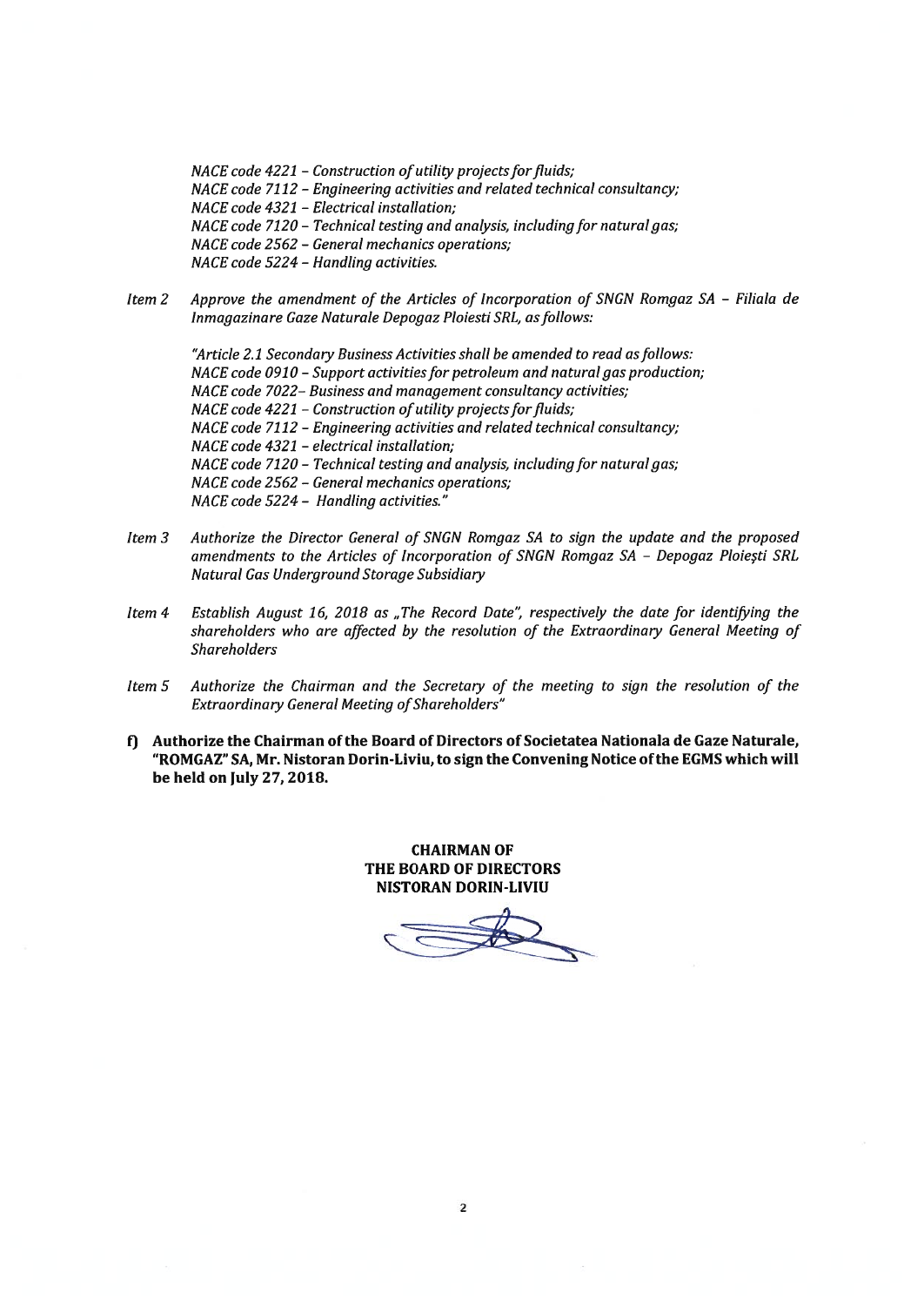*NACE code 4221 – Construction of utility projects for fluids;*
*NACE code 7112 – Engineering activities and related technical consultancy;*
*NACE code 4321 – Electrical installation;*
*NACE code 7120 – Technical testing and analysis, including for natural gas;*
*NACE code 2562 – General mechanics operations;*
*NACE code 5224 – Handling activities.*

*Item 2* *Approve the amendment of the Articles of Incorporation of SNGN Romgaz SA – Filiala de Inmagazinare Gaze Naturale Depogaz Ploiesti SRL, as follows:*

*"Article 2.1 Secondary Business Activities shall be amended to read as follows:*
*NACE code 0910 – Support activities for petroleum and natural gas production;*
*NACE code 7022– Business and management consultancy activities;*
*NACE code 4221 – Construction of utility projects for fluids;*
*NACE code 7112 – Engineering activities and related technical consultancy;*
*NACE code 4321 – electrical installation;*
*NACE code 7120 – Technical testing and analysis, including for natural gas;*
*NACE code 2562 – General mechanics operations;*
*NACE code 5224 – Handling activities."*

*Item 3* *Authorize the Director General of SNGN Romgaz SA to sign the update and the proposed amendments to the Articles of Incorporation of SNGN Romgaz SA – Depogaz Ploiești SRL Natural Gas Underground Storage Subsidiary*

*Item 4* *Establish August 16, 2018 as „The Record Date", respectively the date for identifying the shareholders who are affected by the resolution of the Extraordinary General Meeting of Shareholders*

*Item 5* *Authorize the Chairman and the Secretary of the meeting to sign the resolution of the Extraordinary General Meeting of Shareholders"*

**f) Authorize the Chairman of the Board of Directors of Societatea Nationala de Gaze Naturale, "ROMGAZ" SA, Mr. Nistoran Dorin-Liviu, to sign the Convening Notice of the EGMS which will be held on July 27, 2018.**

**CHAIRMAN OF**
**THE BOARD OF DIRECTORS**
**NISTORAN DORIN-LIVIU**